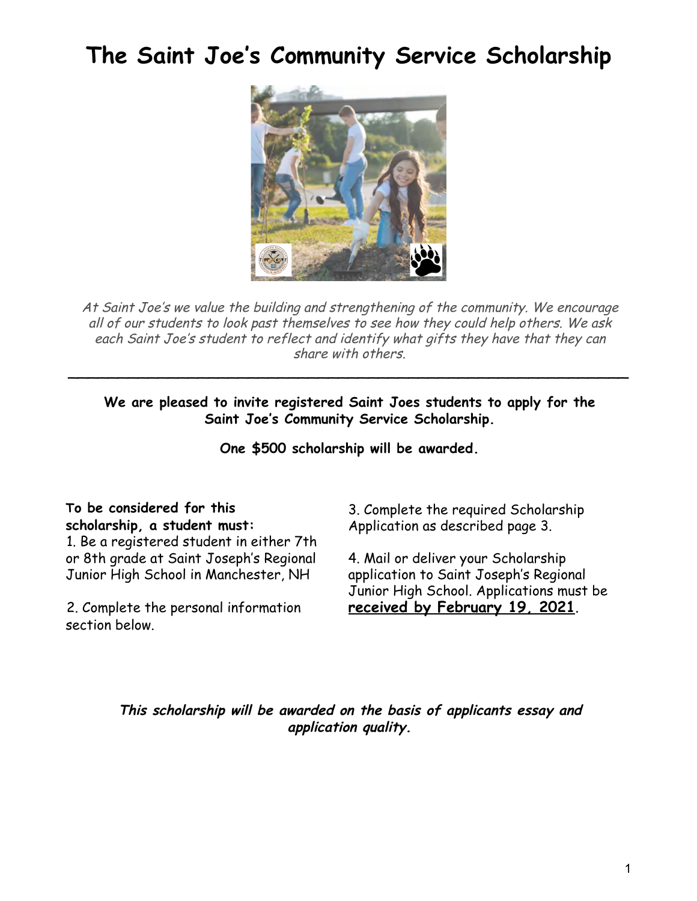# The Saint Joe's Community Service Scholarship

*At Saint Joe's we value the building and strengthening of the community. We encourage all of our students to look past themselves to see how they could help others. We ask each Saint Joe's student to reflect and identify what gifts they have that they can share with others.*

---

**We are pleased to invite registered Saint Joes students to apply for the Saint Joe's Community Service Scholarship.**

**One $500 scholarship will be awarded.**

**To be considered for this scholarship, a student must:**

1. Be a registered student in either 7th or 8th grade at Saint Joseph's Regional Junior High School in Manchester, NH

2. Complete the personal information section below.

3. Complete the required Scholarship Application as described page 3.

4. Mail or deliver your Scholarship application to Saint Joseph's Regional Junior High School. Applications must be **received by February 19, 2021**.

***This scholarship will be awarded on the basis of applicants essay and application quality.***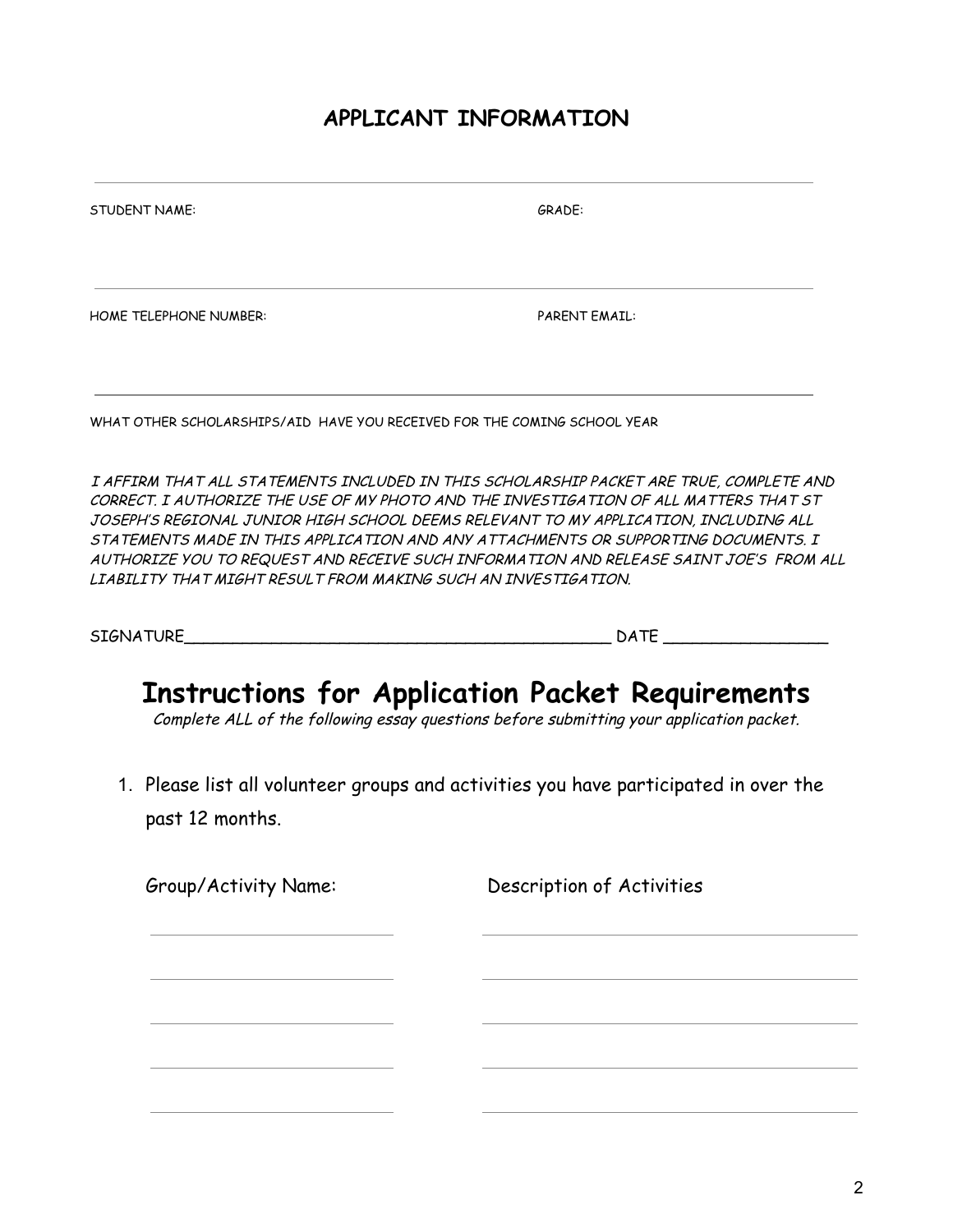## APPLICANT INFORMATION

STUDENT NAME: GRADE:

HOME TELEPHONE NUMBER: PARENT EMAIL:

WHAT OTHER SCHOLARSHIPS/AID HAVE YOU RECEIVED FOR THE COMING SCHOOL YEAR

*I AFFIRM THAT ALL STATEMENTS INCLUDED IN THIS SCHOLARSHIP PACKET ARE TRUE, COMPLETE AND CORRECT. I AUTHORIZE THE USE OF MY PHOTO AND THE INVESTIGATION OF ALL MATTERS THAT ST JOSEPH'S REGIONAL JUNIOR HIGH SCHOOL DEEMS RELEVANT TO MY APPLICATION, INCLUDING ALL STATEMENTS MADE IN THIS APPLICATION AND ANY ATTACHMENTS OR SUPPORTING DOCUMENTS. I AUTHORIZE YOU TO REQUEST AND RECEIVE SUCH INFORMATION AND RELEASE SAINT JOE'S FROM ALL LIABILITY THAT MIGHT RESULT FROM MAKING SUCH AN INVESTIGATION.*

SIGNATURE___________________________________________ DATE ________________

# Instructions for Application Packet Requirements

*Complete ALL of the following essay questions before submitting your application packet.*

1. Please list all volunteer groups and activities you have participated in over the past 12 months.

| Group/Activity Name: | Description of Activities |
|---|---|
| | |
| | |
| | |
| | |
| | |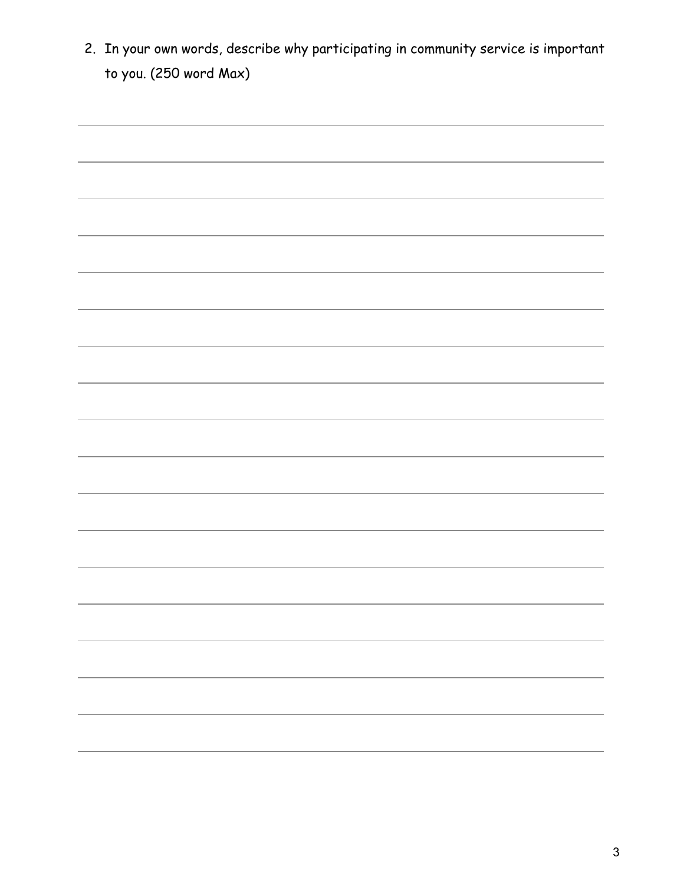2. In your own words, describe why participating in community service is important to you. (250 word Max)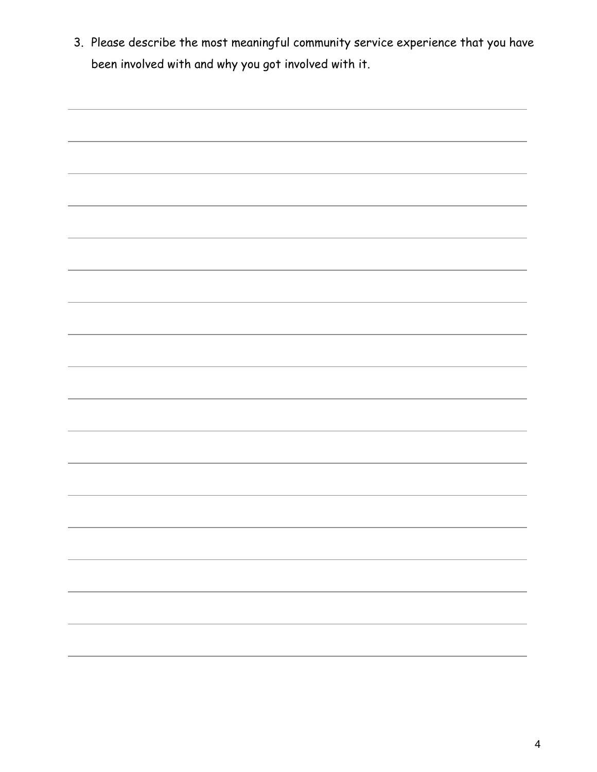3. Please describe the most meaningful community service experience that you have been involved with and why you got involved with it.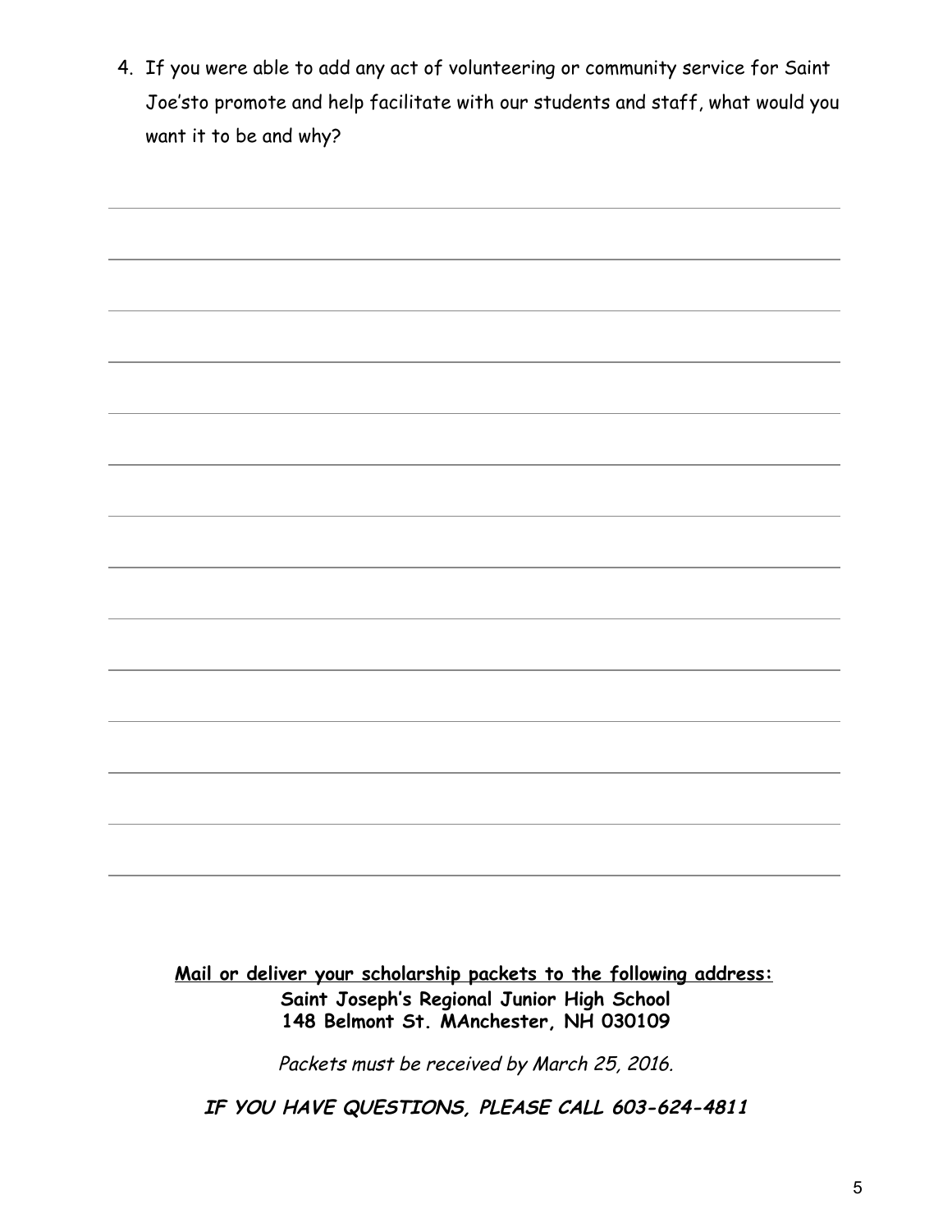4. If you were able to add any act of volunteering or community service for Saint Joe'sto promote and help facilitate with our students and staff, what would you want it to be and why?

**Mail or deliver your scholarship packets to the following address:**

**Saint Joseph's Regional Junior High School**
**148 Belmont St. MAnchester, NH 030109**

*Packets must be received by March 25, 2016.*

***IF YOU HAVE QUESTIONS, PLEASE CALL 603-624-4811***